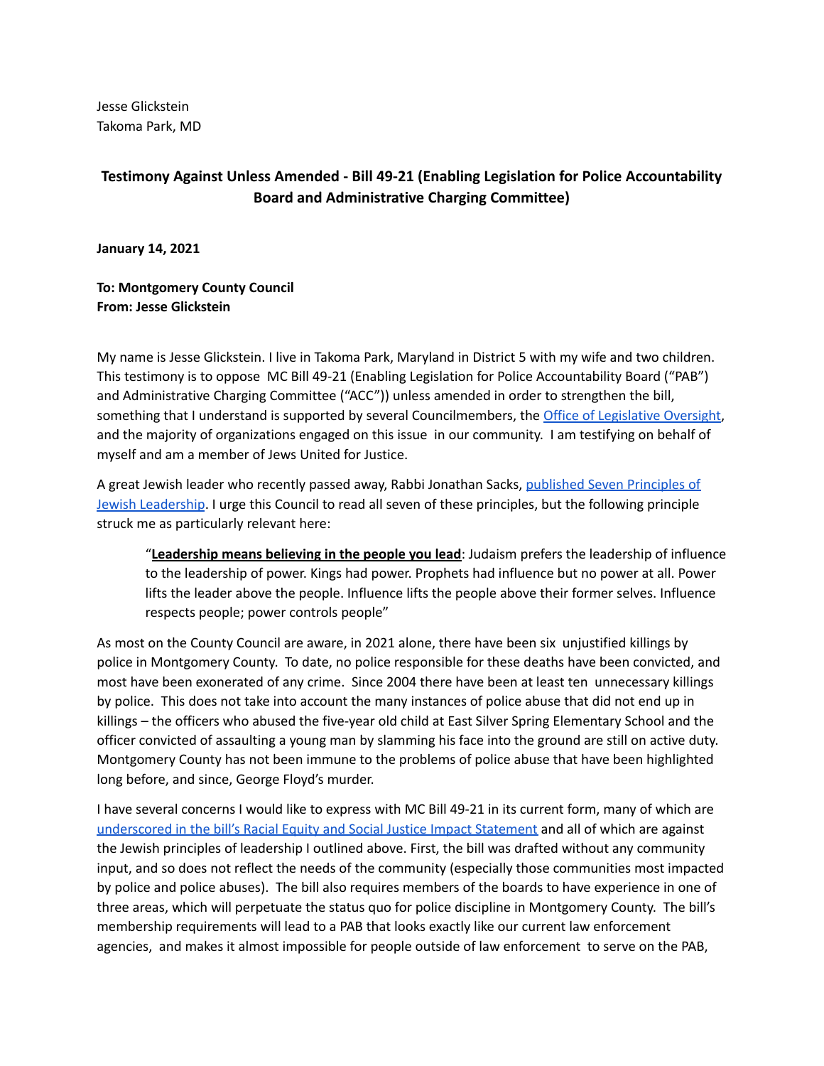Jesse Glickstein
Takoma Park, MD

**Testimony Against Unless Amended - Bill 49-21 (Enabling Legislation for Police Accountability Board and Administrative Charging Committee)**

**January 14, 2021**

**To: Montgomery County Council**
**From: Jesse Glickstein**

My name is Jesse Glickstein. I live in Takoma Park, Maryland in District 5 with my wife and two children. This testimony is to oppose MC Bill 49-21 (Enabling Legislation for Police Accountability Board ("PAB") and Administrative Charging Committee ("ACC")) unless amended in order to strengthen the bill, something that I understand is supported by several Councilmembers, the Office of Legislative Oversight, and the majority of organizations engaged on this issue in our community. I am testifying on behalf of myself and am a member of Jews United for Justice.

A great Jewish leader who recently passed away, Rabbi Jonathan Sacks, published Seven Principles of Jewish Leadership. I urge this Council to read all seven of these principles, but the following principle struck me as particularly relevant here:

> "**Leadership means believing in the people you lead**: Judaism prefers the leadership of influence to the leadership of power. Kings had power. Prophets had influence but no power at all. Power lifts the leader above the people. Influence lifts the people above their former selves. Influence respects people; power controls people"

As most on the County Council are aware, in 2021 alone, there have been six unjustified killings by police in Montgomery County. To date, no police responsible for these deaths have been convicted, and most have been exonerated of any crime. Since 2004 there have been at least ten unnecessary killings by police. This does not take into account the many instances of police abuse that did not end up in killings – the officers who abused the five-year old child at East Silver Spring Elementary School and the officer convicted of assaulting a young man by slamming his face into the ground are still on active duty. Montgomery County has not been immune to the problems of police abuse that have been highlighted long before, and since, George Floyd's murder.

I have several concerns I would like to express with MC Bill 49-21 in its current form, many of which are underscored in the bill's Racial Equity and Social Justice Impact Statement and all of which are against the Jewish principles of leadership I outlined above. First, the bill was drafted without any community input, and so does not reflect the needs of the community (especially those communities most impacted by police and police abuses). The bill also requires members of the boards to have experience in one of three areas, which will perpetuate the status quo for police discipline in Montgomery County. The bill's membership requirements will lead to a PAB that looks exactly like our current law enforcement agencies, and makes it almost impossible for people outside of law enforcement to serve on the PAB,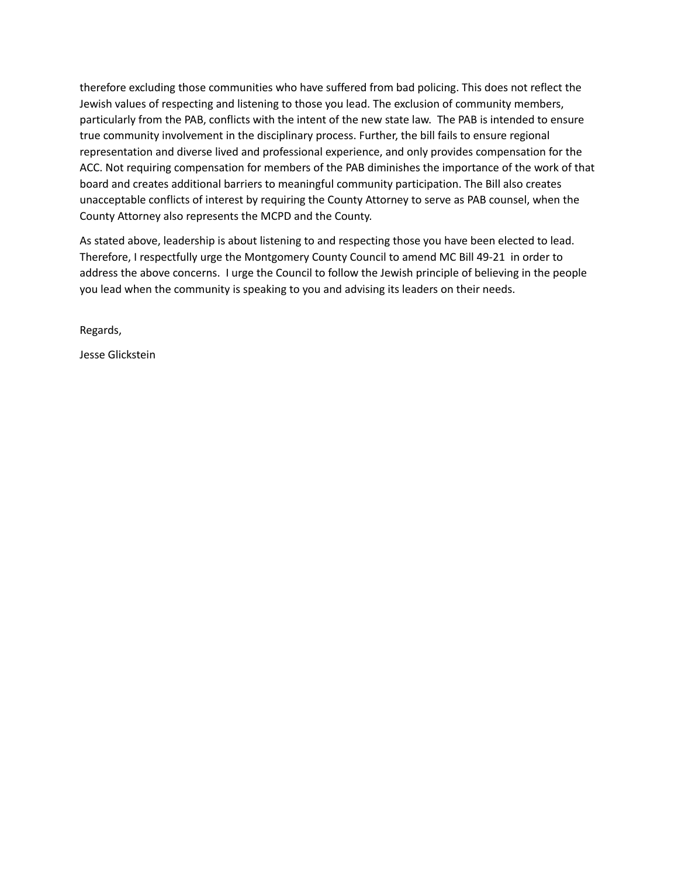therefore excluding those communities who have suffered from bad policing. This does not reflect the Jewish values of respecting and listening to those you lead. The exclusion of community members, particularly from the PAB, conflicts with the intent of the new state law. The PAB is intended to ensure true community involvement in the disciplinary process. Further, the bill fails to ensure regional representation and diverse lived and professional experience, and only provides compensation for the ACC. Not requiring compensation for members of the PAB diminishes the importance of the work of that board and creates additional barriers to meaningful community participation. The Bill also creates unacceptable conflicts of interest by requiring the County Attorney to serve as PAB counsel, when the County Attorney also represents the MCPD and the County.

As stated above, leadership is about listening to and respecting those you have been elected to lead. Therefore, I respectfully urge the Montgomery County Council to amend MC Bill 49-21 in order to address the above concerns. I urge the Council to follow the Jewish principle of believing in the people you lead when the community is speaking to you and advising its leaders on their needs.

Regards,

Jesse Glickstein